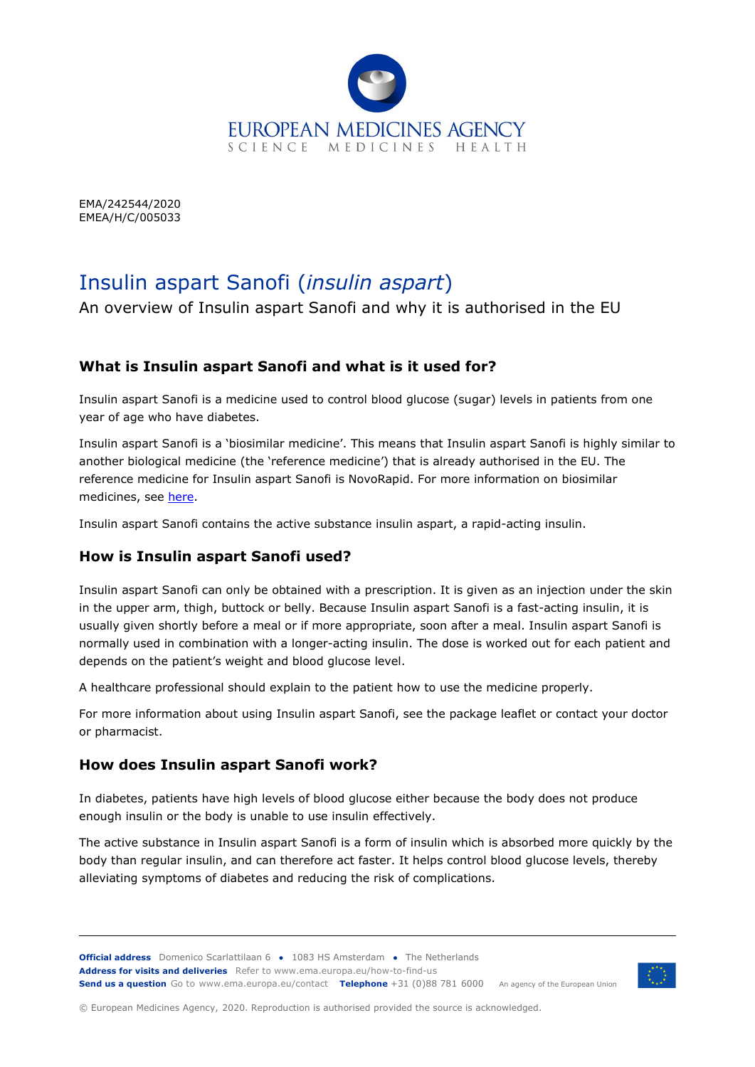EMA/242544/2020
EMEA/H/C/005033

# Insulin aspart Sanofi (*insulin aspart*)

An overview of Insulin aspart Sanofi and why it is authorised in the EU

## What is Insulin aspart Sanofi and what is it used for?

Insulin aspart Sanofi is a medicine used to control blood glucose (sugar) levels in patients from one year of age who have diabetes.

Insulin aspart Sanofi is a 'biosimilar medicine'. This means that Insulin aspart Sanofi is highly similar to another biological medicine (the 'reference medicine') that is already authorised in the EU. The reference medicine for Insulin aspart Sanofi is NovoRapid. For more information on biosimilar medicines, see here.

Insulin aspart Sanofi contains the active substance insulin aspart, a rapid-acting insulin.

## How is Insulin aspart Sanofi used?

Insulin aspart Sanofi can only be obtained with a prescription. It is given as an injection under the skin in the upper arm, thigh, buttock or belly. Because Insulin aspart Sanofi is a fast-acting insulin, it is usually given shortly before a meal or if more appropriate, soon after a meal. Insulin aspart Sanofi is normally used in combination with a longer-acting insulin. The dose is worked out for each patient and depends on the patient's weight and blood glucose level.

A healthcare professional should explain to the patient how to use the medicine properly.

For more information about using Insulin aspart Sanofi, see the package leaflet or contact your doctor or pharmacist.

## How does Insulin aspart Sanofi work?

In diabetes, patients have high levels of blood glucose either because the body does not produce enough insulin or the body is unable to use insulin effectively.

The active substance in Insulin aspart Sanofi is a form of insulin which is absorbed more quickly by the body than regular insulin, and can therefore act faster. It helps control blood glucose levels, thereby alleviating symptoms of diabetes and reducing the risk of complications.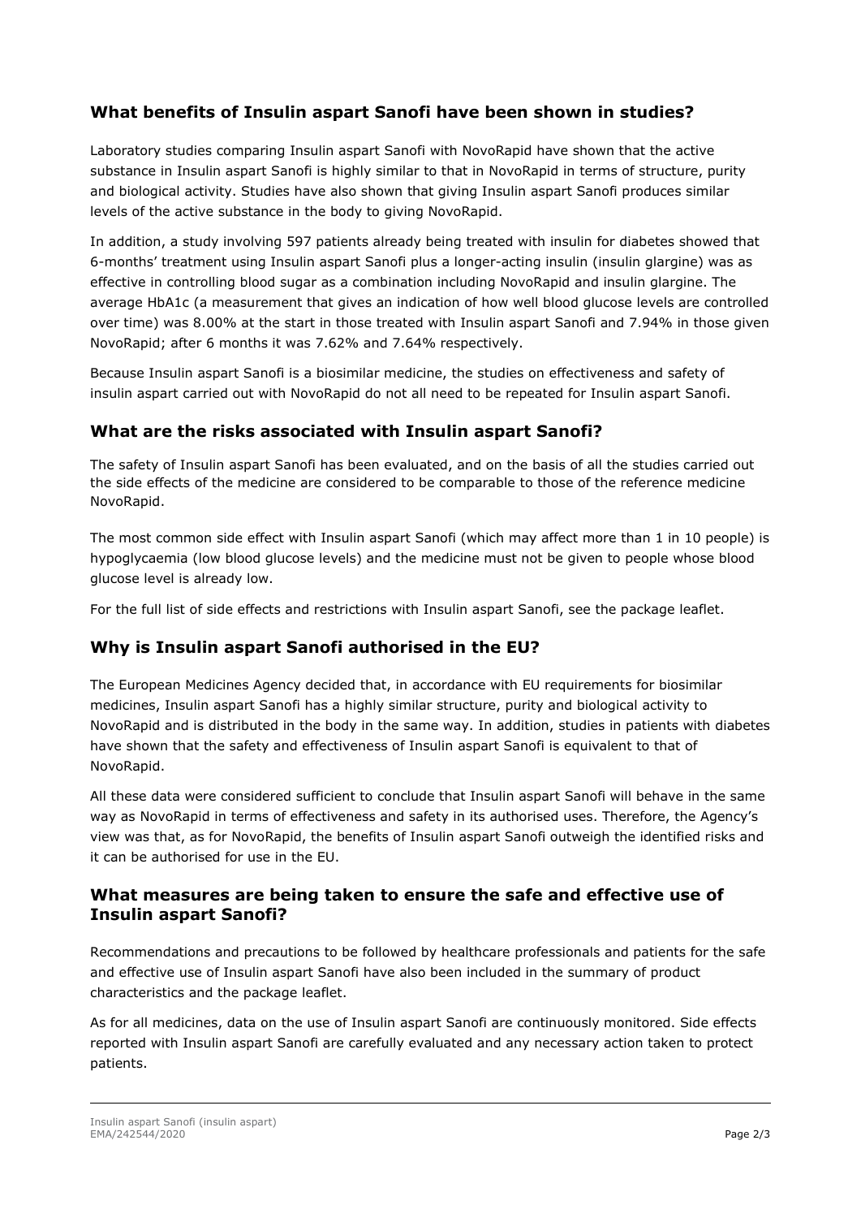## What benefits of Insulin aspart Sanofi have been shown in studies?

Laboratory studies comparing Insulin aspart Sanofi with NovoRapid have shown that the active substance in Insulin aspart Sanofi is highly similar to that in NovoRapid in terms of structure, purity and biological activity. Studies have also shown that giving Insulin aspart Sanofi produces similar levels of the active substance in the body to giving NovoRapid.

In addition, a study involving 597 patients already being treated with insulin for diabetes showed that 6-months' treatment using Insulin aspart Sanofi plus a longer-acting insulin (insulin glargine) was as effective in controlling blood sugar as a combination including NovoRapid and insulin glargine. The average HbA1c (a measurement that gives an indication of how well blood glucose levels are controlled over time) was 8.00% at the start in those treated with Insulin aspart Sanofi and 7.94% in those given NovoRapid; after 6 months it was 7.62% and 7.64% respectively.

Because Insulin aspart Sanofi is a biosimilar medicine, the studies on effectiveness and safety of insulin aspart carried out with NovoRapid do not all need to be repeated for Insulin aspart Sanofi.

## What are the risks associated with Insulin aspart Sanofi?

The safety of Insulin aspart Sanofi has been evaluated, and on the basis of all the studies carried out the side effects of the medicine are considered to be comparable to those of the reference medicine NovoRapid.

The most common side effect with Insulin aspart Sanofi (which may affect more than 1 in 10 people) is hypoglycaemia (low blood glucose levels) and the medicine must not be given to people whose blood glucose level is already low.

For the full list of side effects and restrictions with Insulin aspart Sanofi, see the package leaflet.

## Why is Insulin aspart Sanofi authorised in the EU?

The European Medicines Agency decided that, in accordance with EU requirements for biosimilar medicines, Insulin aspart Sanofi has a highly similar structure, purity and biological activity to NovoRapid and is distributed in the body in the same way. In addition, studies in patients with diabetes have shown that the safety and effectiveness of Insulin aspart Sanofi is equivalent to that of NovoRapid.

All these data were considered sufficient to conclude that Insulin aspart Sanofi will behave in the same way as NovoRapid in terms of effectiveness and safety in its authorised uses. Therefore, the Agency's view was that, as for NovoRapid, the benefits of Insulin aspart Sanofi outweigh the identified risks and it can be authorised for use in the EU.

## What measures are being taken to ensure the safe and effective use of Insulin aspart Sanofi?

Recommendations and precautions to be followed by healthcare professionals and patients for the safe and effective use of Insulin aspart Sanofi have also been included in the summary of product characteristics and the package leaflet.

As for all medicines, data on the use of Insulin aspart Sanofi are continuously monitored. Side effects reported with Insulin aspart Sanofi are carefully evaluated and any necessary action taken to protect patients.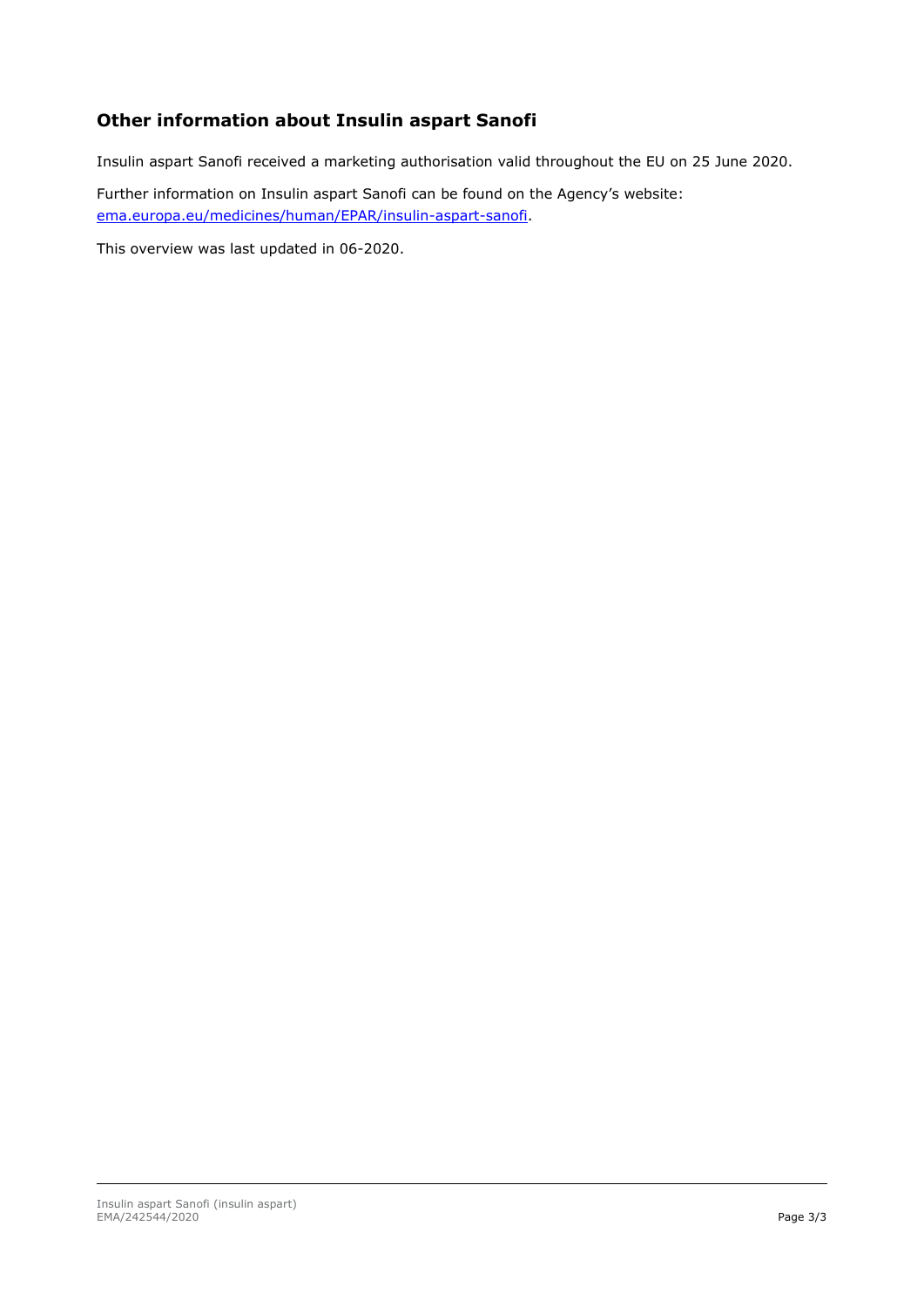## Other information about Insulin aspart Sanofi

Insulin aspart Sanofi received a marketing authorisation valid throughout the EU on 25 June 2020.

Further information on Insulin aspart Sanofi can be found on the Agency's website: [ema.europa.eu/medicines/human/EPAR/insulin-aspart-sanofi](ema.europa.eu/medicines/human/EPAR/insulin-aspart-sanofi).

This overview was last updated in 06-2020.